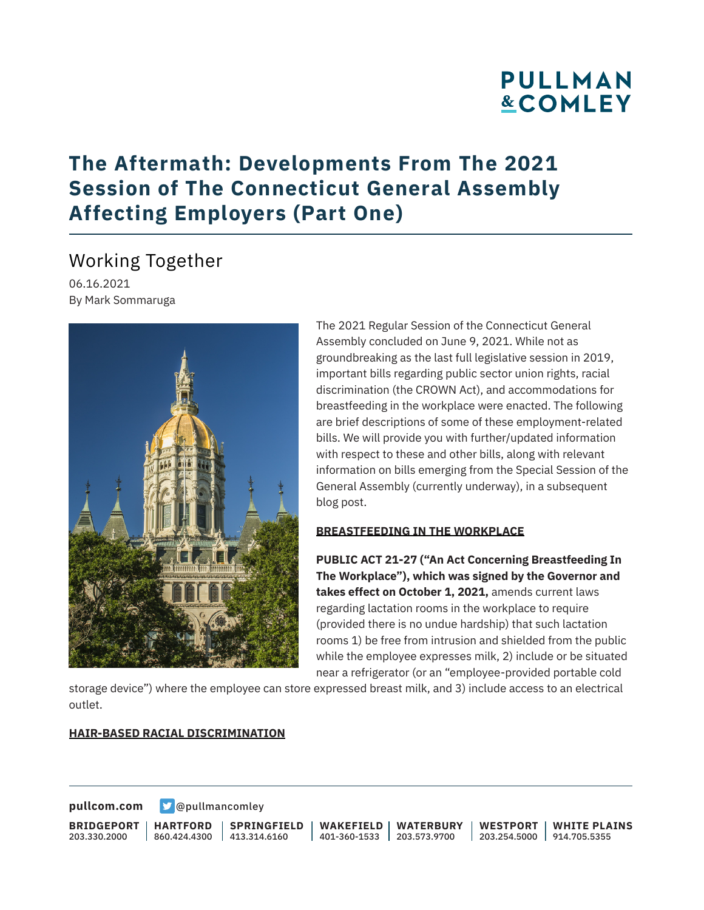# The Aftermath: Developments From The 2021 Session of The Connecticut General Assembly Affecting Employers (Part One)

## Working Together

06.16.2021
By Mark Sommaruga

The 2021 Regular Session of the Connecticut General Assembly concluded on June 9, 2021. While not as groundbreaking as the last full legislative session in 2019, important bills regarding public sector union rights, racial discrimination (the CROWN Act), and accommodations for breastfeeding in the workplace were enacted. The following are brief descriptions of some of these employment-related bills. We will provide you with further/updated information with respect to these and other bills, along with relevant information on bills emerging from the Special Session of the General Assembly (currently underway), in a subsequent blog post.

**BREASTFEEDING IN THE WORKPLACE**

**PUBLIC ACT 21-27 ("An Act Concerning Breastfeeding In The Workplace"), which was signed by the Governor and takes effect on October 1, 2021,** amends current laws regarding lactation rooms in the workplace to require (provided there is no undue hardship) that such lactation rooms 1) be free from intrusion and shielded from the public while the employee expresses milk, 2) include or be situated near a refrigerator (or an "employee-provided portable cold storage device") where the employee can store expressed breast milk, and 3) include access to an electrical outlet.

**HAIR-BASED RACIAL DISCRIMINATION**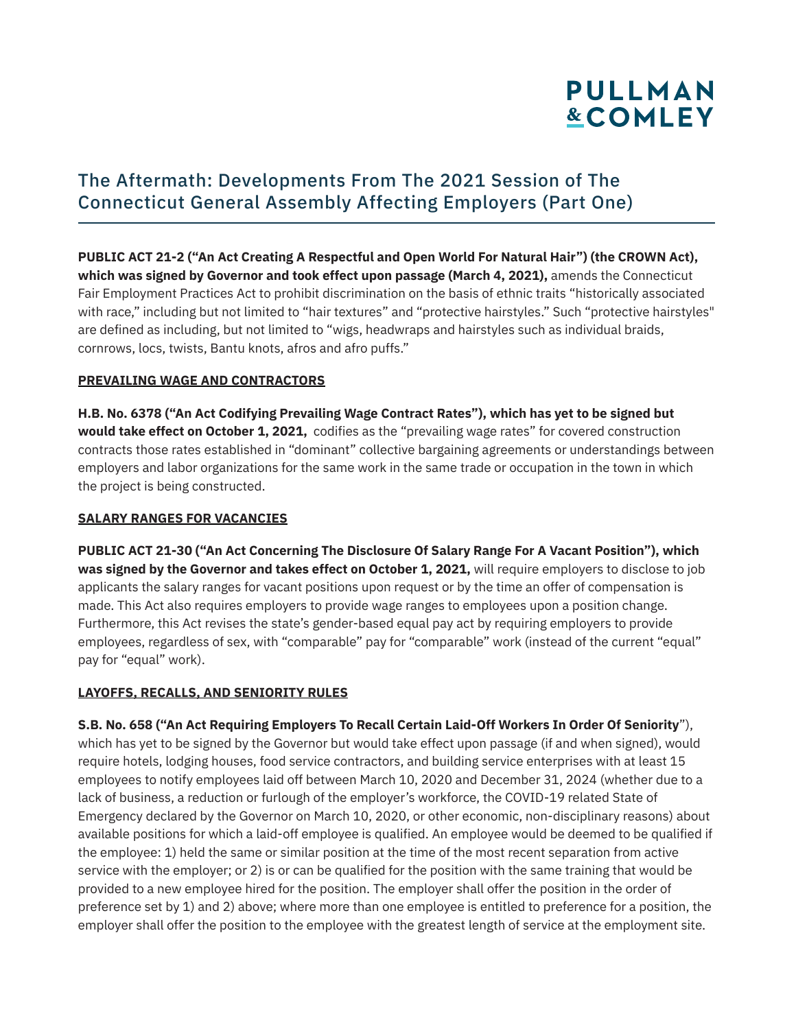# The Aftermath: Developments From The 2021 Session of The Connecticut General Assembly Affecting Employers (Part One)

**PUBLIC ACT 21-2 ("An Act Creating A Respectful and Open World For Natural Hair") (the CROWN Act), which was signed by Governor and took effect upon passage (March 4, 2021),** amends the Connecticut Fair Employment Practices Act to prohibit discrimination on the basis of ethnic traits "historically associated with race," including but not limited to "hair textures" and "protective hairstyles." Such "protective hairstyles" are defined as including, but not limited to "wigs, headwraps and hairstyles such as individual braids, cornrows, locs, twists, Bantu knots, afros and afro puffs."

**PREVAILING WAGE AND CONTRACTORS**

**H.B. No. 6378 ("An Act Codifying Prevailing Wage Contract Rates"), which has yet to be signed but would take effect on October 1, 2021,** codifies as the "prevailing wage rates" for covered construction contracts those rates established in "dominant" collective bargaining agreements or understandings between employers and labor organizations for the same work in the same trade or occupation in the town in which the project is being constructed.

**SALARY RANGES FOR VACANCIES**

**PUBLIC ACT 21-30 ("An Act Concerning The Disclosure Of Salary Range For A Vacant Position"), which was signed by the Governor and takes effect on October 1, 2021,** will require employers to disclose to job applicants the salary ranges for vacant positions upon request or by the time an offer of compensation is made. This Act also requires employers to provide wage ranges to employees upon a position change. Furthermore, this Act revises the state's gender-based equal pay act by requiring employers to provide employees, regardless of sex, with "comparable" pay for "comparable" work (instead of the current "equal" pay for "equal" work).

**LAYOFFS, RECALLS, AND SENIORITY RULES**

**S.B. No. 658 ("An Act Requiring Employers To Recall Certain Laid-Off Workers In Order Of Seniority")**, which has yet to be signed by the Governor but would take effect upon passage (if and when signed), would require hotels, lodging houses, food service contractors, and building service enterprises with at least 15 employees to notify employees laid off between March 10, 2020 and December 31, 2024 (whether due to a lack of business, a reduction or furlough of the employer's workforce, the COVID-19 related State of Emergency declared by the Governor on March 10, 2020, or other economic, non-disciplinary reasons) about available positions for which a laid-off employee is qualified. An employee would be deemed to be qualified if the employee: 1) held the same or similar position at the time of the most recent separation from active service with the employer; or 2) is or can be qualified for the position with the same training that would be provided to a new employee hired for the position. The employer shall offer the position in the order of preference set by 1) and 2) above; where more than one employee is entitled to preference for a position, the employer shall offer the position to the employee with the greatest length of service at the employment site.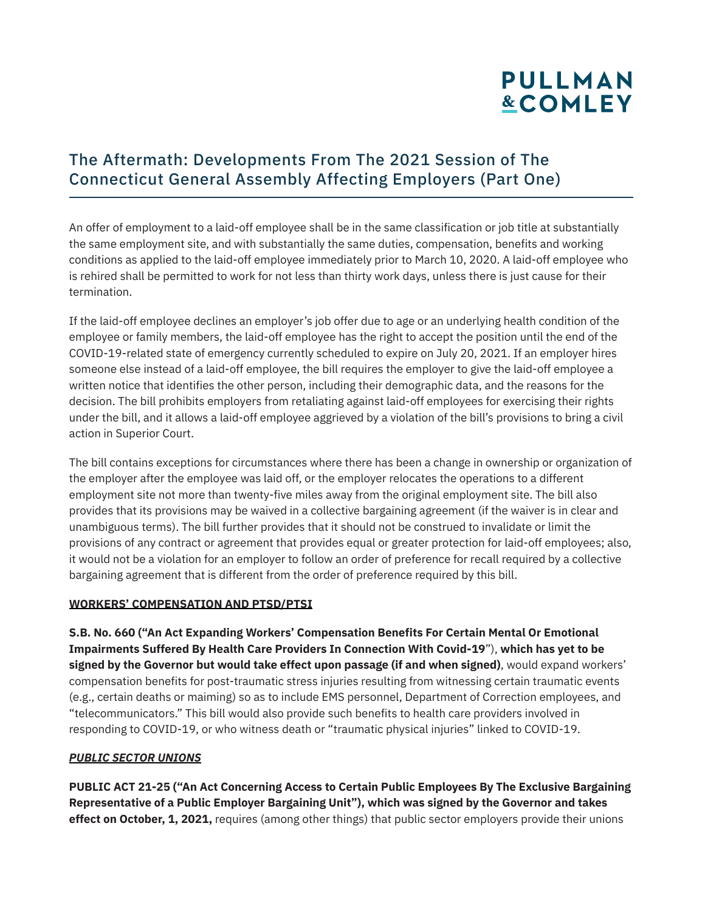An offer of employment to a laid-off employee shall be in the same classification or job title at substantially the same employment site, and with substantially the same duties, compensation, benefits and working conditions as applied to the laid-off employee immediately prior to March 10, 2020. A laid-off employee who is rehired shall be permitted to work for not less than thirty work days, unless there is just cause for their termination.

If the laid-off employee declines an employer's job offer due to age or an underlying health condition of the employee or family members, the laid-off employee has the right to accept the position until the end of the COVID-19-related state of emergency currently scheduled to expire on July 20, 2021. If an employer hires someone else instead of a laid-off employee, the bill requires the employer to give the laid-off employee a written notice that identifies the other person, including their demographic data, and the reasons for the decision. The bill prohibits employers from retaliating against laid-off employees for exercising their rights under the bill, and it allows a laid-off employee aggrieved by a violation of the bill's provisions to bring a civil action in Superior Court.

The bill contains exceptions for circumstances where there has been a change in ownership or organization of the employer after the employee was laid off, or the employer relocates the operations to a different employment site not more than twenty-five miles away from the original employment site. The bill also provides that its provisions may be waived in a collective bargaining agreement (if the waiver is in clear and unambiguous terms). The bill further provides that it should not be construed to invalidate or limit the provisions of any contract or agreement that provides equal or greater protection for laid-off employees; also, it would not be a violation for an employer to follow an order of preference for recall required by a collective bargaining agreement that is different from the order of preference required by this bill.

**WORKERS' COMPENSATION AND PTSD/PTSI**

**S.B. No. 660 ("An Act Expanding Workers' Compensation Benefits For Certain Mental Or Emotional Impairments Suffered By Health Care Providers In Connection With Covid-19"), which has yet to be signed by the Governor but would take effect upon passage (if and when signed)**, would expand workers' compensation benefits for post-traumatic stress injuries resulting from witnessing certain traumatic events (e.g., certain deaths or maiming) so as to include EMS personnel, Department of Correction employees, and "telecommunicators." This bill would also provide such benefits to health care providers involved in responding to COVID-19, or who witness death or "traumatic physical injuries" linked to COVID-19.

***PUBLIC SECTOR UNIONS***

**PUBLIC ACT 21-25 ("An Act Concerning Access to Certain Public Employees By The Exclusive Bargaining Representative of a Public Employer Bargaining Unit"), which was signed by the Governor and takes effect on October, 1, 2021,** requires (among other things) that public sector employers provide their unions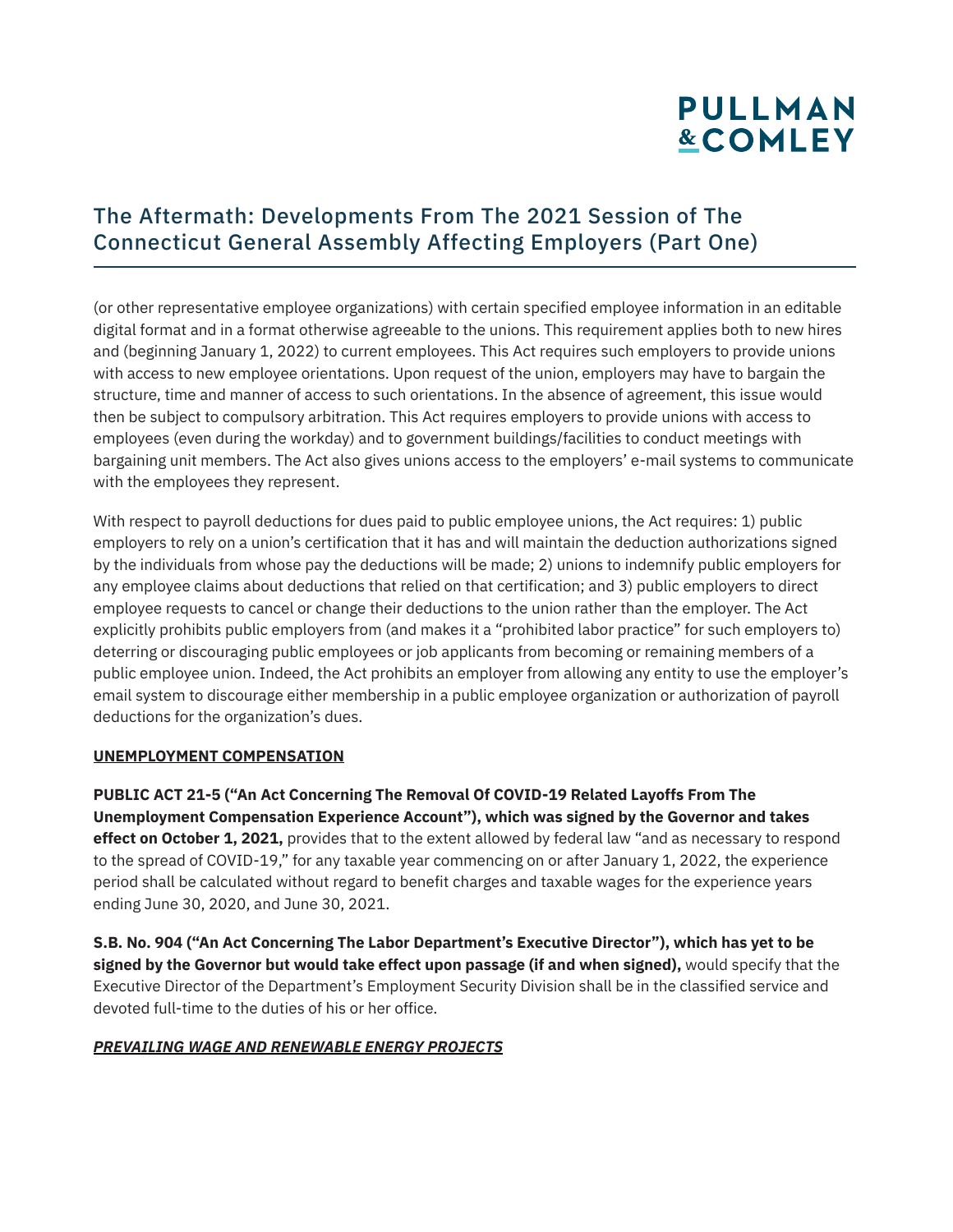(or other representative employee organizations) with certain specified employee information in an editable digital format and in a format otherwise agreeable to the unions. This requirement applies both to new hires and (beginning January 1, 2022) to current employees. This Act requires such employers to provide unions with access to new employee orientations. Upon request of the union, employers may have to bargain the structure, time and manner of access to such orientations. In the absence of agreement, this issue would then be subject to compulsory arbitration. This Act requires employers to provide unions with access to employees (even during the workday) and to government buildings/facilities to conduct meetings with bargaining unit members. The Act also gives unions access to the employers' e-mail systems to communicate with the employees they represent.

With respect to payroll deductions for dues paid to public employee unions, the Act requires: 1) public employers to rely on a union's certification that it has and will maintain the deduction authorizations signed by the individuals from whose pay the deductions will be made; 2) unions to indemnify public employers for any employee claims about deductions that relied on that certification; and 3) public employers to direct employee requests to cancel or change their deductions to the union rather than the employer. The Act explicitly prohibits public employers from (and makes it a "prohibited labor practice" for such employers to) deterring or discouraging public employees or job applicants from becoming or remaining members of a public employee union. Indeed, the Act prohibits an employer from allowing any entity to use the employer's email system to discourage either membership in a public employee organization or authorization of payroll deductions for the organization's dues.

**UNEMPLOYMENT COMPENSATION**

**PUBLIC ACT 21-5 ("An Act Concerning The Removal Of COVID-19 Related Layoffs From The Unemployment Compensation Experience Account"), which was signed by the Governor and takes effect on October 1, 2021,** provides that to the extent allowed by federal law "and as necessary to respond to the spread of COVID-19," for any taxable year commencing on or after January 1, 2022, the experience period shall be calculated without regard to benefit charges and taxable wages for the experience years ending June 30, 2020, and June 30, 2021.

**S.B. No. 904 ("An Act Concerning The Labor Department's Executive Director"), which has yet to be signed by the Governor but would take effect upon passage (if and when signed),** would specify that the Executive Director of the Department's Employment Security Division shall be in the classified service and devoted full-time to the duties of his or her office.

***PREVAILING WAGE AND RENEWABLE ENERGY PROJECTS***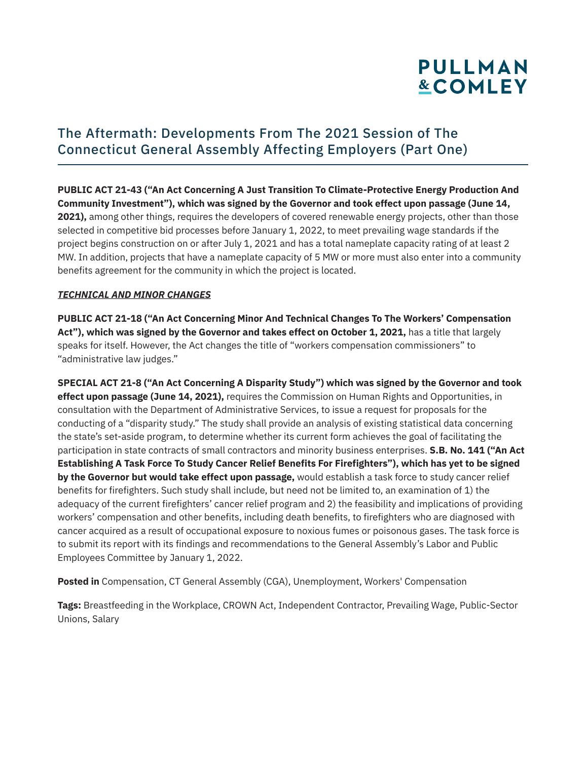# The Aftermath: Developments From The 2021 Session of The Connecticut General Assembly Affecting Employers (Part One)

**PUBLIC ACT 21-43 ("An Act Concerning A Just Transition To Climate-Protective Energy Production And Community Investment"), which was signed by the Governor and took effect upon passage (June 14, 2021),** among other things, requires the developers of covered renewable energy projects, other than those selected in competitive bid processes before January 1, 2022, to meet prevailing wage standards if the project begins construction on or after July 1, 2021 and has a total nameplate capacity rating of at least 2 MW. In addition, projects that have a nameplate capacity of 5 MW or more must also enter into a community benefits agreement for the community in which the project is located.

***TECHNICAL AND MINOR CHANGES***

**PUBLIC ACT 21-18 ("An Act Concerning Minor And Technical Changes To The Workers' Compensation Act"), which was signed by the Governor and takes effect on October 1, 2021,** has a title that largely speaks for itself. However, the Act changes the title of "workers compensation commissioners" to "administrative law judges."

**SPECIAL ACT 21-8 ("An Act Concerning A Disparity Study") which was signed by the Governor and took effect upon passage (June 14, 2021),** requires the Commission on Human Rights and Opportunities, in consultation with the Department of Administrative Services, to issue a request for proposals for the conducting of a "disparity study." The study shall provide an analysis of existing statistical data concerning the state's set-aside program, to determine whether its current form achieves the goal of facilitating the participation in state contracts of small contractors and minority business enterprises. **S.B. No. 141 ("An Act Establishing A Task Force To Study Cancer Relief Benefits For Firefighters"), which has yet to be signed by the Governor but would take effect upon passage,** would establish a task force to study cancer relief benefits for firefighters. Such study shall include, but need not be limited to, an examination of 1) the adequacy of the current firefighters' cancer relief program and 2) the feasibility and implications of providing workers' compensation and other benefits, including death benefits, to firefighters who are diagnosed with cancer acquired as a result of occupational exposure to noxious fumes or poisonous gases. The task force is to submit its report with its findings and recommendations to the General Assembly's Labor and Public Employees Committee by January 1, 2022.

**Posted in** Compensation, CT General Assembly (CGA), Unemployment, Workers' Compensation

**Tags:** Breastfeeding in the Workplace, CROWN Act, Independent Contractor, Prevailing Wage, Public-Sector Unions, Salary